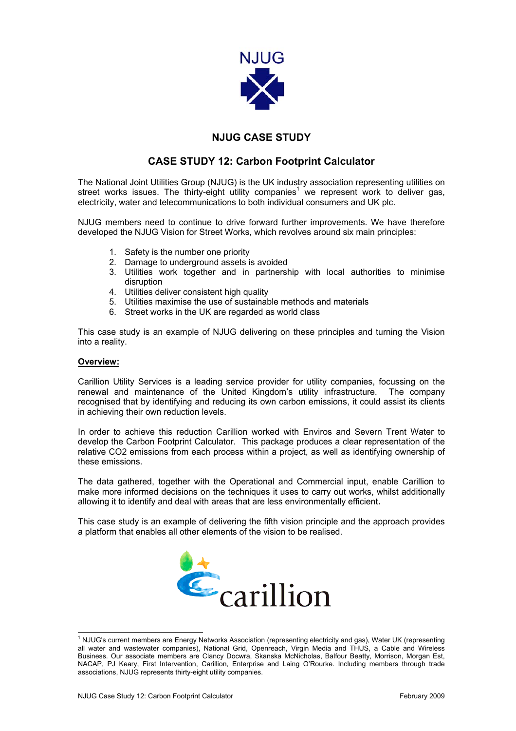NJUG

# NJUG CASE STUDY

## CASE STUDY 12: Carbon Footprint Calculator

The National Joint Utilities Group (NJUG) is the UK industry association representing utilities on street works issues. The thirty-eight utility companies[1] we represent work to deliver gas, electricity, water and telecommunications to both individual consumers and UK plc.

NJUG members need to continue to drive forward further improvements. We have therefore developed the NJUG Vision for Street Works, which revolves around six main principles:

1. Safety is the number one priority
2. Damage to underground assets is avoided
3. Utilities work together and in partnership with local authorities to minimise disruption
4. Utilities deliver consistent high quality
5. Utilities maximise the use of sustainable methods and materials
6. Street works in the UK are regarded as world class

This case study is an example of NJUG delivering on these principles and turning the Vision into a reality.

**Overview:**

Carillion Utility Services is a leading service provider for utility companies, focussing on the renewal and maintenance of the United Kingdom's utility infrastructure. The company recognised that by identifying and reducing its own carbon emissions, it could assist its clients in achieving their own reduction levels.

In order to achieve this reduction Carillion worked with Enviros and Severn Trent Water to develop the Carbon Footprint Calculator. This package produces a clear representation of the relative $CO_2$ emissions from each process within a project, as well as identifying ownership of these emissions.

The data gathered, together with the Operational and Commercial input, enable Carillion to make more informed decisions on the techniques it uses to carry out works, whilst additionally allowing it to identify and deal with areas that are less environmentally efficient.

This case study is an example of delivering the fifth vision principle and the approach provides a platform that enables all other elements of the vision to be realised.

carillion

[1] NJUG's current members are Energy Networks Association (representing electricity and gas), Water UK (representing all water and wastewater companies), National Grid, Openreach, Virgin Media and THUS, a Cable and Wireless Business. Our associate members are Clancy Docwra, Skanska McNicholas, Balfour Beatty, Morrison, Morgan Est, NACAP, PJ Keary, First Intervention, Carillion, Enterprise and Laing O'Rourke. Including members through trade associations, NJUG represents thirty-eight utility companies.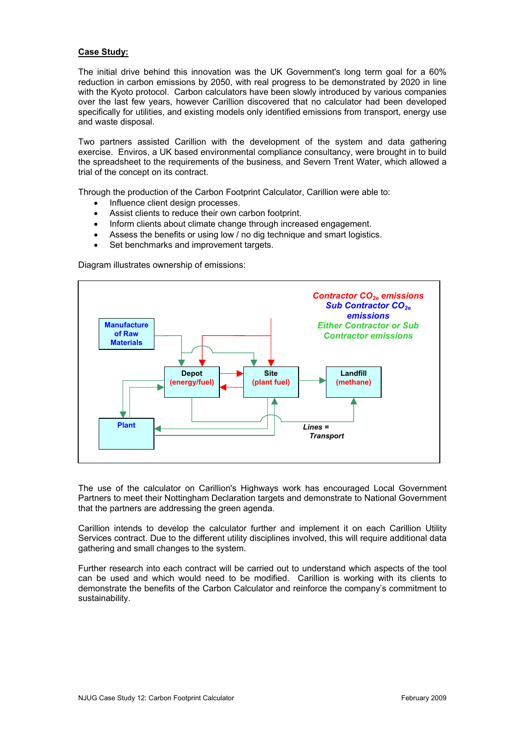**Case Study:**

The initial drive behind this innovation was the UK Government's long term goal for a 60% reduction in carbon emissions by 2050, with real progress to be demonstrated by 2020 in line with the Kyoto protocol. Carbon calculators have been slowly introduced by various companies over the last few years, however Carillion discovered that no calculator had been developed specifically for utilities, and existing models only identified emissions from transport, energy use and waste disposal.

Two partners assisted Carillion with the development of the system and data gathering exercise. Enviros, a UK based environmental compliance consultancy, were brought in to build the spreadsheet to the requirements of the business, and Severn Trent Water, which allowed a trial of the concept on its contract.

Through the production of the Carbon Footprint Calculator, Carillion were able to:

- Influence client design processes.
- Assist clients to reduce their carbon footprint.
- Inform clients about climate change through increased engagement.
- Assess the benefits or using low / no dig technique and smart logistics.
- Set benchmarks and improvement targets.

Diagram illustrates ownership of emissions:

*Contractor $CO_{2e}$ emissions*
*Sub Contractor $CO_{2e}$ emissions*
*Either Contractor or Sub Contractor emissions*

Manufacture of Raw Materials
Depot (energy/fuel)
Site (plant fuel)
Landfill (methane)
Plant

*Lines = Transport*

The use of the calculator on Carillion's Highways work has encouraged Local Government Partners to meet their Nottingham Declaration targets and demonstrate to National Government that the partners are addressing the green agenda.

Carillion intends to develop the calculator further and implement it on each Carillion Utility Services contract. Due to the different utility disciplines involved, this will require additional data gathering and small changes to the system.

Further research into each contract will be carried out to understand which aspects of the tool can be used and which would need to be modified. Carillion is working with its clients to demonstrate the benefits of the Carbon Calculator and reinforce the company's commitment to sustainability.